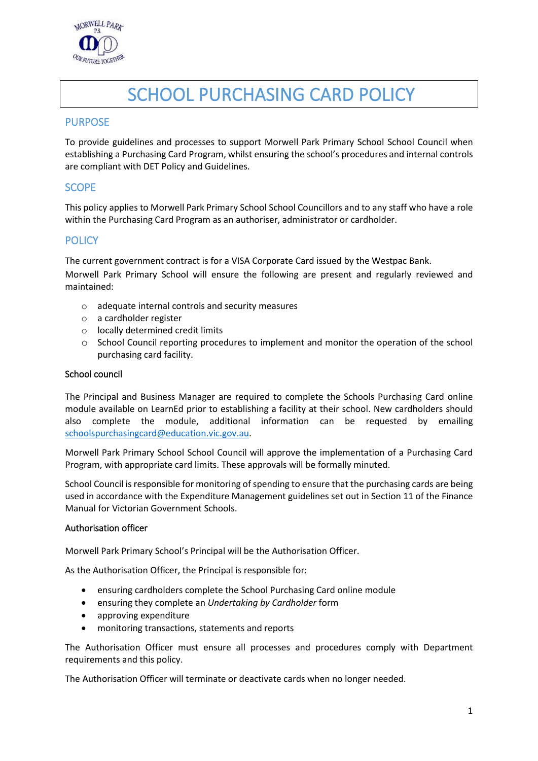# SCHOOL PURCHASING CARD POLICY

## PURPOSE

To provide guidelines and processes to support Morwell Park Primary School School Council when establishing a Purchasing Card Program, whilst ensuring the school's procedures and internal controls are compliant with DET Policy and Guidelines.

## SCOPE

This policy applies to Morwell Park Primary School School Councillors and to any staff who have a role within the Purchasing Card Program as an authoriser, administrator or cardholder.

## POLICY

The current government contract is for a VISA Corporate Card issued by the Westpac Bank.

Morwell Park Primary School will ensure the following are present and regularly reviewed and maintained:

- adequate internal controls and security measures
- a cardholder register
- locally determined credit limits
- School Council reporting procedures to implement and monitor the operation of the school purchasing card facility.

### School council

The Principal and Business Manager are required to complete the Schools Purchasing Card online module available on LearnEd prior to establishing a facility at their school. New cardholders should also complete the module, additional information can be requested by emailing schoolspurchasingcard@education.vic.gov.au.

Morwell Park Primary School School Council will approve the implementation of a Purchasing Card Program, with appropriate card limits. These approvals will be formally minuted.

School Council is responsible for monitoring of spending to ensure that the purchasing cards are being used in accordance with the Expenditure Management guidelines set out in Section 11 of the Finance Manual for Victorian Government Schools.

### Authorisation officer

Morwell Park Primary School's Principal will be the Authorisation Officer.

As the Authorisation Officer, the Principal is responsible for:

- ensuring cardholders complete the School Purchasing Card online module
- ensuring they complete an *Undertaking by Cardholder* form
- approving expenditure
- monitoring transactions, statements and reports

The Authorisation Officer must ensure all processes and procedures comply with Department requirements and this policy.

The Authorisation Officer will terminate or deactivate cards when no longer needed.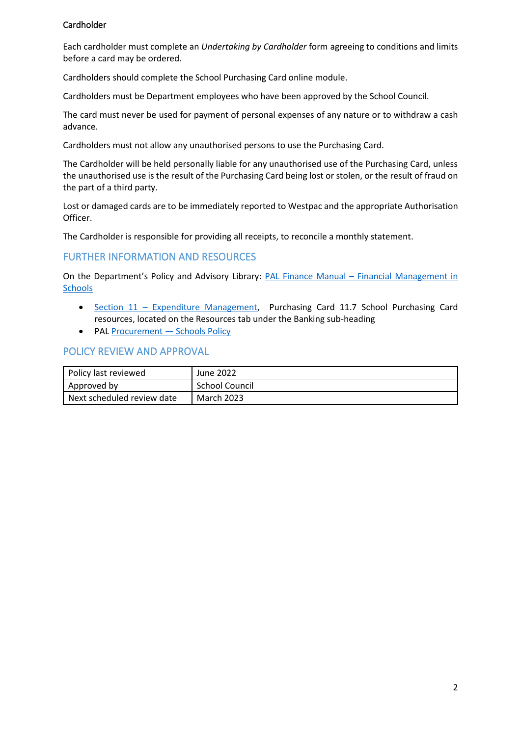### Cardholder

Each cardholder must complete an *Undertaking by Cardholder* form agreeing to conditions and limits before a card may be ordered.

Cardholders should complete the School Purchasing Card online module.

Cardholders must be Department employees who have been approved by the School Council.

The card must never be used for payment of personal expenses of any nature or to withdraw a cash advance.

Cardholders must not allow any unauthorised persons to use the Purchasing Card.

The Cardholder will be held personally liable for any unauthorised use of the Purchasing Card, unless the unauthorised use is the result of the Purchasing Card being lost or stolen, or the result of fraud on the part of a third party.

Lost or damaged cards are to be immediately reported to Westpac and the appropriate Authorisation Officer.

The Cardholder is responsible for providing all receipts, to reconcile a monthly statement.

## FURTHER INFORMATION AND RESOURCES

On the Department's Policy and Advisory Library: PAL Finance Manual – Financial Management in Schools

- Section 11 – Expenditure Management, Purchasing Card 11.7 School Purchasing Card resources, located on the Resources tab under the Banking sub-heading
- PAL Procurement — Schools Policy

## POLICY REVIEW AND APPROVAL

| | |
|---|---|
| Policy last reviewed | June 2022 |
| Approved by | School Council |
| Next scheduled review date | March 2023 |